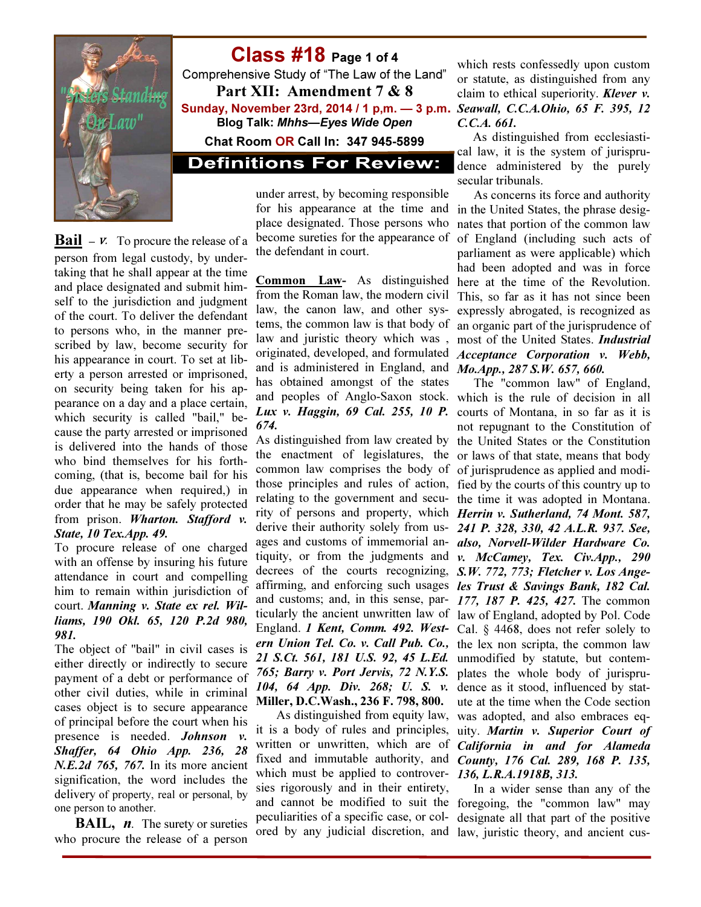# Class #18 Page 1 of 4

Comprehensive Study of "The Law of the Land"

## Part XII: Amendment 7 & 8

**Sunday, November 23rd, 2014 / 1 p,m. — 3 p.m.**

**Blog Talk: *Mhhs—Eyes Wide Open***

**Chat Room OR Call In: 347 945-5899**

## Definitions For Review:

**Bail** – *v.* To procure the release of a person from legal custody, by undertaking that he shall appear at the time and place designated and submit himself to the jurisdiction and judgment of the court. To deliver the defendant to persons who, in the manner prescribed by law, become security for his appearance in court. To set at liberty a person arrested or imprisoned, on security being taken for his appearance on a day and a place certain, which security is called "bail," because the party arrested or imprisoned is delivered into the hands of those who bind themselves for his forthcoming, (that is, become bail for his due appearance when required,) in order that he may be safely protected from prison. ***Wharton. Stafford v. State, 10 Tex.App. 49.***

To procure release of one charged with an offense by insuring his future attendance in court and compelling him to remain within jurisdiction of court. ***Manning v. State ex rel. Williams, 190 Okl. 65, 120 P.2d 980, 981.***

The object of "bail" in civil cases is either directly or indirectly to secure payment of a debt or performance of other civil duties, while in criminal cases object is to secure appearance of principal before the court when his presence is needed. ***Johnson v. Shaffer, 64 Ohio App. 236, 28 N.E.2d 765, 767.*** In its more ancient signification, the word includes the delivery of property, real or personal, by one person to another.

**BAIL,** ***n.*** The surety or sureties who procure the release of a person under arrest, by becoming responsible for his appearance at the time and place designated. Those persons who become sureties for the appearance of the defendant in court.

**Common Law-** As distinguished from the Roman law, the modern civil law, the canon law, and other systems, the common law is that body of law and juristic theory which was , originated, developed, and formulated and is administered in England, and has obtained amongst of the states and peoples of Anglo-Saxon stock. ***Lux v. Haggin, 69 Cal. 255, 10 P. 674.***

As distinguished from law created by the enactment of legislatures, the common law comprises the body of those principles and rules of action, relating to the government and security of persons and property, which derive their authority solely from usages and customs of immemorial antiquity, or from the judgments and decrees of the courts recognizing, affirming, and enforcing such usages and customs; and, in this sense, particularly the ancient unwritten law of England. ***1 Kent, Comm. 492. Western Union Tel. Co. v. Call Pub. Co., 21 S.Ct. 561, 181 U.S. 92, 45 L.Ed. 765; Barry v. Port Jervis, 72 N.Y.S. 104, 64 App. Div. 268; U. S. v.*** **Miller, D.C.Wash., 236 F. 798, 800.**

As distinguished from equity law, it is a body of rules and principles, written or unwritten, which are of fixed and immutable authority, and which must be applied to controversies rigorously and in their entirety, and cannot be modified to suit the peculiarities of a specific case, or colored by any judicial discretion, and which rests confessedly upon custom or statute, as distinguished from any claim to ethical superiority. ***Klever v. Seawall, C.C.A.Ohio, 65 F. 395, 12 C.C.A. 661.***

As distinguished from ecclesiastical law, it is the system of jurisprudence administered by the purely secular tribunals.

As concerns its force and authority in the United States, the phrase designates that portion of the common law of England (including such acts of parliament as were applicable) which had been adopted and was in force here at the time of the Revolution. This, so far as it has not since been expressly abrogated, is recognized as an organic part of the jurisprudence of most of the United States. ***Industrial Acceptance Corporation v. Webb, Mo.App., 287 S.W. 657, 660.***

The "common law" of England, which is the rule of decision in all courts of Montana, in so far as it is not repugnant to the Constitution of the United States or the Constitution or laws of that state, means that body of jurisprudence as applied and modified by the courts of this country up to the time it was adopted in Montana. ***Herrin v. Sutherland, 74 Mont. 587, 241 P. 328, 330, 42 A.L.R. 937. See, also, Norvell-Wilder Hardware Co. v. McCamey, Tex. Civ.App., 290 S.W. 772, 773; Fletcher v. Los Angeles Trust & Savings Bank, 182 Cal. 177, 187 P. 425, 427.*** The common law of England, adopted by Pol. Code Cal. § 4468, does not refer solely to the lex non scripta, the common law unmodified by statute, but contemplates the whole body of jurisprudence as it stood, influenced by statute at the time when the Code section was adopted, and also embraces equity. ***Martin v. Superior Court of California in and for Alameda County, 176 Cal. 289, 168 P. 135, 136, L.R.A.1918B, 313.***

In a wider sense than any of the foregoing, the "common law" may designate all that part of the positive law, juristic theory, and ancient cus-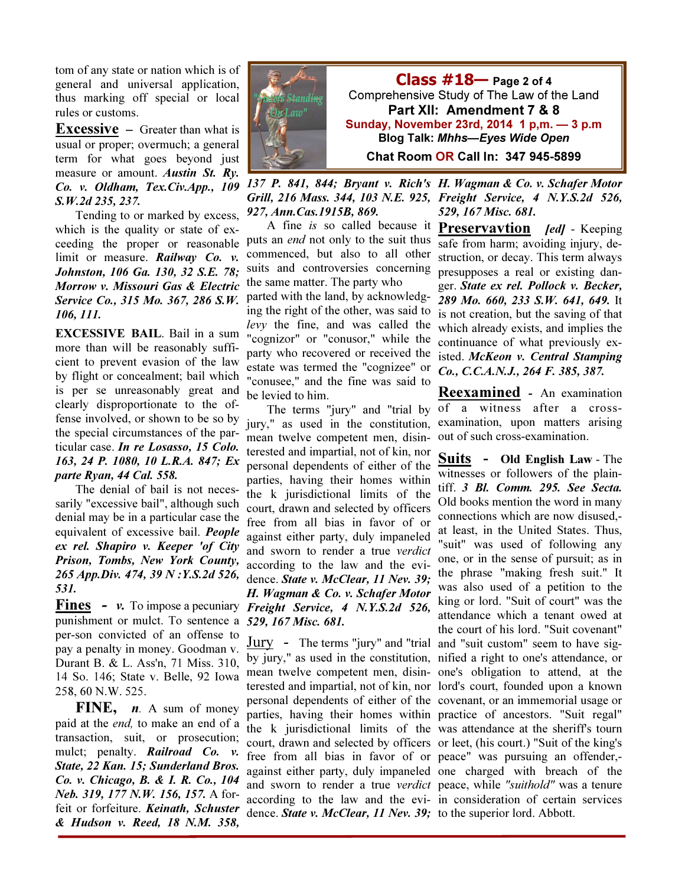tom of any state or nation which is of general and universal application, thus marking off special or local rules or customs.

**Excessive** – Greater than what is usual or proper; overmuch; a general term for what goes beyond just measure or amount. ***Austin St. Ry. Co. v. Oldham, Tex.Civ.App., 109 S.W.2d 235, 237.***

Tending to or marked by excess, which is the quality or state of exceeding the proper or reasonable limit or measure. ***Railway Co. v. Johnston, 106 Ga. 130, 32 S.E. 78; Morrow v. Missouri Gas & Electric Service Co., 315 Mo. 367, 286 S.W. 106, 111.***

**EXCESSIVE BAIL**. Bail in a sum more than will be reasonably sufficient to prevent evasion of the law by flight or concealment; bail which is per se unreasonably great and clearly disproportionate to the offense involved, or shown to be so by the special circumstances of the particular case. ***In re Losasso, 15 Colo. 163, 24 P. 1080, 10 L.R.A. 847; Ex parte Ryan, 44 Cal. 558.***

The denial of bail is not necessarily "excessive bail", although such denial may be in a particular case the equivalent of excessive bail. ***People ex rel. Shapiro v. Keeper 'of City Prison, Tombs, New York County, 265 App.Div. 474, 39 N :Y.S.2d 526, 531.***

**Fines** - *v.* To impose a pecuniary punishment or mulct. To sentence a per-son convicted of an offense to pay a penalty in money. Goodman v. Durant B. & L. Ass'n, 71 Miss. 310, 14 So. 146; State v. Belle, 92 Iowa 258, 60 N.W. 525.

**FINE,** *n.* A sum of money paid at the *end,* to make an end of a transaction, suit, or prosecution; mulct; penalty. ***Railroad Co. v. State, 22 Kan. 15; Sunderland Bros. Co. v. Chicago, B. & I. R. Co., 104 Neb. 319, 177 N.W. 156, 157.*** A forfeit or forfeiture. ***Keinath, Schuster & Hudson v. Reed, 18 N.M. 358, 137 P. 841, 844; Bryant v. Rich's Grill, 216 Mass. 344, 103 N.E. 925, 927, Ann.Cas.1915B, 869.***

A fine *is* so called because it puts an *end* not only to the suit thus commenced, but also to all other suits and controversies concerning the same matter. The party who parted with the land, by acknowledging the right of the other, was said to *levy* the fine, and was called the "cognizor" or "conusor," while the party who recovered or received the estate was termed the "cognizee" or "conusee," and the fine was said to be levied to him.

The terms "jury" and "trial by jury," as used in the constitution, mean twelve competent men, disinterested and impartial, not of kin, nor personal dependents of either of the parties, having their homes within the k jurisdictional limits of the court, drawn and selected by officers free from all bias in favor of or against either party, duly impaneled and sworn to render a true *verdict* according to the law and the evidence. ***State v. McClear, 11 Nev. 39; H. Wagman & Co. v. Schafer Motor Freight Service, 4 N.Y.S.2d 526, 529, 167 Misc. 681.***

**Jury** - The terms "jury" and "trial by jury," as used in the constitution, mean twelve competent men, disinterested and impartial, not of kin, nor personal dependents of either of the parties, having their homes within the k jurisdictional limits of the court, drawn and selected by officers free from all bias in favor of or against either party, duly impaneled and sworn to render a true *verdict* according to the law and the evidence. ***State v. McClear, 11 Nev. 39; H. Wagman & Co. v. Schafer Motor Freight Service, 4 N.Y.S.2d 526, 529, 167 Misc. 681.***

**Preservavtion** ***[ed]*** - Keeping safe from harm; avoiding injury, destruction, or decay. This term always presupposes a real or existing danger. ***State ex rel. Pollock v. Becker, 289 Mo. 660, 233 S.W. 641, 649.*** It is not creation, but the saving of that which already exists, and implies the continuance of what previously existed. ***McKeon v. Central Stamping Co., C.C.A.N.J., 264 F. 385, 387.***

**Reexamined** - An examination of a witness after a cross-examination, upon matters arising out of such cross-examination.

**Suits** - **Old English Law** - The witnesses or followers of the plaintiff. ***3 Bl. Comm. 295. See Secta.*** Old books mention the word in many connections which are now disused,-at least, in the United States. Thus, "suit" was used of following any one, or in the sense of pursuit; as in the phrase "making fresh suit." It was also used of a petition to the king or lord. "Suit of court" was the attendance which a tenant owed at the court of his lord. "Suit covenant" and "suit custom" seem to have signified a right to one's attendance, or one's obligation to attend, at the lord's court, founded upon a known covenant, or an immemorial usage or practice of ancestors. "Suit regal" was attendance at the sheriff's tourn or leet, (his court.) "Suit of the king's peace" was pursuing an offender,-one charged with breach of the peace, while *"suithold"* was a tenure in consideration of certain services to the superior lord. Abbott.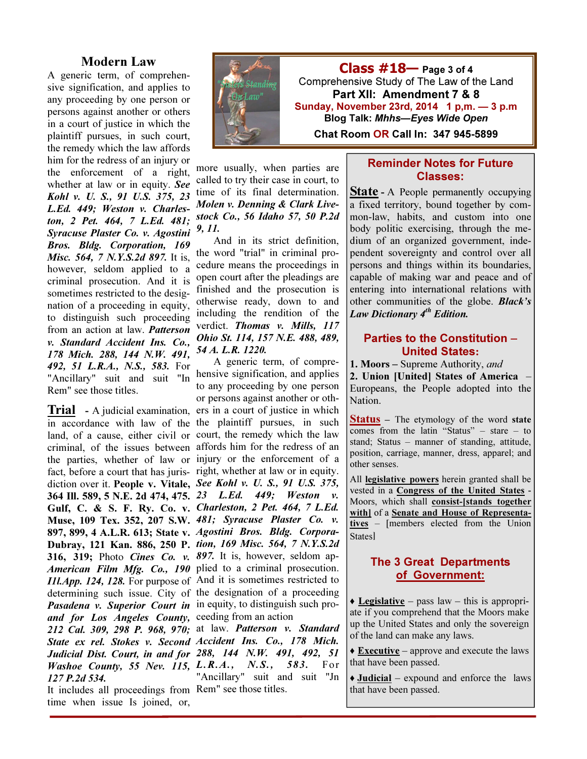## Modern Law

A generic term, of comprehensive signification, and applies to any proceeding by one person or persons against another or others in a court of justice in which the plaintiff pursues, in such court, the remedy which the law affords him for the redress of an injury or the enforcement of a right, whether at law or in equity. ***See Kohl v. U. S., 91 U.S. 375, 23 L.Ed. 449; Weston v. Charleston, 2 Pet. 464, 7 L.Ed. 481; Syracuse Plaster Co. v. Agostini Bros. Bldg. Corporation, 169 Misc. 564, 7 N.Y.S.2d 897.*** It is, however, seldom applied to a criminal prosecution. And it is sometimes restricted to the designation of a proceeding in equity, to distinguish such proceeding from an action at law. ***Patterson v. Standard Accident Ins. Co., 178 Mich. 288, 144 N.W. 491, 492, 51 L.R.A., N.S., 583.*** For "Ancillary" suit and suit "In Rem" see those titles.

**Trial** - A judicial examination, in accordance with law of the land, of a cause, either civil or criminal, of the issues between the parties, whether of law or fact, before a court that has jurisdiction over it. **People v. Vitale, 364 Ill. 589, 5 N.E. 2d 474, 475. Gulf, C. & S. F. Ry. Co. v. Muse, 109 Tex. 352, 207 S.W. 897, 899, 4 A.L.R. 613; State v. Dubray, 121 Kan. 886, 250 P. 316, 319;** Photo ***Cines Co. v. American Film Mfg. Co., 190 Ill.App. 124, 128.*** For purpose of determining such issue. City of ***Pasadena v. Superior Court in and for Los Angeles County, 212 Cal. 309, 298 P. 968, 970; State ex rel. Stokes v. Second Judicial Dist. Court, in and for Washoe County, 55 Nev. 115, 127 P.2d 534.***

It includes all proceedings from time when issue Is joined, or, more usually, when parties are called to try their case in court, to time of its final determination. ***Molen v. Denning & Clark Livestock Co., 56 Idaho 57, 50 P.2d 9, 11.***

And in its strict definition, the word "trial" in criminal procedure means the proceedings in open court after the pleadings are finished and the prosecution is otherwise ready, down to and including the rendition of the verdict. ***Thomas v. Mills, 117 Ohio St. 114, 157 N.E. 488, 489, 54 A. L.R. 1220.***

A generic term, of comprehensive signification, and applies to any proceeding by one person or persons against another or others in a court of justice in which the plaintiff pursues, in such court, the remedy which the law affords him for the redress of an injury or the enforcement of a right, whether at law or in equity. ***See Kohl v. U. S., 91 U.S. 375, 23 L.Ed. 449; Weston v. Charleston, 2 Pet. 464, 7 L.Ed. 481; Syracuse Plaster Co. v. Agostini Bros. Bldg. Corporation, 169 Misc. 564, 7 N.Y.S.2d 897.*** It is, however, seldom applied to a criminal prosecution. And it is sometimes restricted to the designation of a proceeding in equity, to distinguish such proceeding from an action at law. ***Patterson v. Standard Accident Ins. Co., 178 Mich. 288, 144 N.W. 491, 492, 51 L.R.A., N.S., 583.*** For "Ancillary" suit and suit "Jn Rem" see those titles.

## Class #18— Page 3 of 4

Comprehensive Study of The Law of the Land

**Part XII: Amendment 7 & 8**

**Sunday, November 23rd, 2014 1 p,m. — 3 p.m**

**Blog Talk: *Mhhs—Eyes Wide Open***

**Chat Room OR Call In: 347 945-5899**

### Reminder Notes for Future Classes:

**State** - A People permanently occupying a fixed territory, bound together by common-law, habits, and custom into one body politic exercising, through the medium of an organized government, independent sovereignty and control over all persons and things within its boundaries, capable of making war and peace and of entering into international relations with other communities of the globe. ***Black's Law Dictionary 4th Edition.***

### Parties to the Constitution – United States:

**1. Moors** – Supreme Authority, *and*

**2. Union [United] States of America** – Europeans, the People adopted into the Nation.

**Status** – The etymology of the word **state** comes from the latin "Status" – stare – to stand; Status – manner of standing, attitude, position, carriage, manner, dress, apparel; and other senses.

All **legislative powers** herein granted shall be vested in a **Congress of the United States** - Moors, which shall **consist-[stands together with]** of a **Senate and House of Representatives** – [members elected from the Union States]

### The 3 Great Departments of Government:

- **Legislative** – pass law – this is appropriate if you comprehend that the Moors make up the United States and only the sovereign of the land can make any laws.
- **Executive** – approve and execute the laws that have been passed.
- **Judicial** – expound and enforce the laws that have been passed.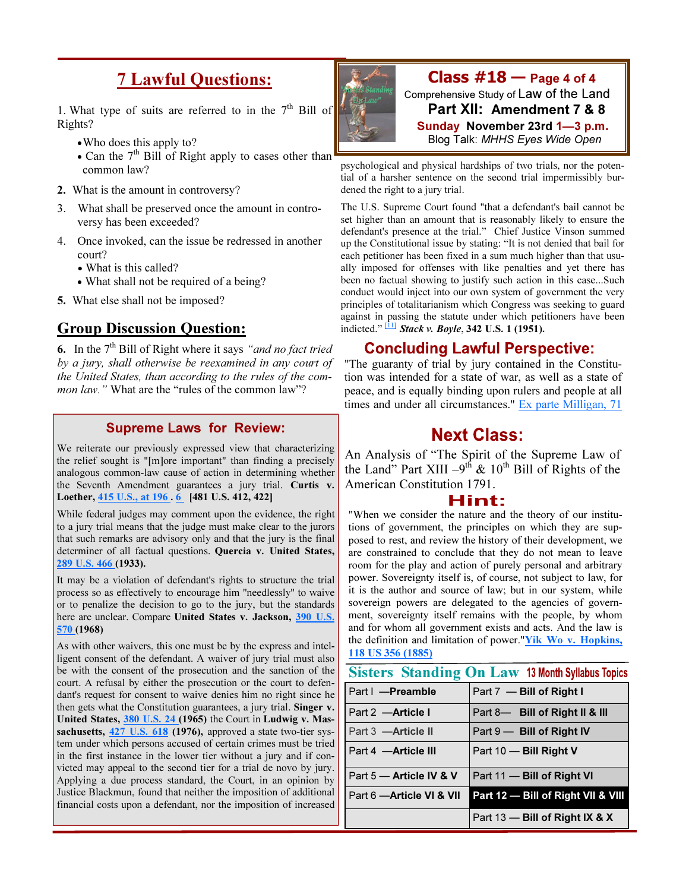## 7 Lawful Questions:

1. What type of suits are referred to in the 7th Bill of Rights?
   - Who does this apply to?
   - Can the 7th Bill of Right apply to cases other than common law?
2. What is the amount in controversy?
3. What shall be preserved once the amount in controversy has been exceeded?
4. Once invoked, can the issue be redressed in another court?
   - What is this called?
   - What shall not be required of a being?
5. What else shall not be imposed?

## Group Discussion Question:

6. In the 7th Bill of Right where it says *"and no fact tried by a jury, shall otherwise be reexamined in any court of the United States, than according to the rules of the common law."* What are the "rules of the common law"?

### Supreme Laws for Review:

We reiterate our previously expressed view that characterizing the relief sought is "[m]ore important" than finding a precisely analogous common-law cause of action in determining whether the Seventh Amendment guarantees a jury trial. **Curtis v. Loether,** 415 U.S., at 196 . 6 **[481 U.S. 412, 422]**

While federal judges may comment upon the evidence, the right to a jury trial means that the judge must make clear to the jurors that such remarks are advisory only and that the jury is the final determiner of all factual questions. **Quercia v. United States,** 289 U.S. 466 **(1933).**

It may be a violation of defendant's rights to structure the trial process so as effectively to encourage him "needlessly" to waive or to penalize the decision to go to the jury, but the standards here are unclear. Compare **United States v. Jackson,** 390 U.S. 570 **(1968)**

As with other waivers, this one must be by the express and intelligent consent of the defendant. A waiver of jury trial must also be with the consent of the prosecution and the sanction of the court. A refusal by either the prosecution or the court to defendant's request for consent to waive denies him no right since he then gets what the Constitution guarantees, a jury trial. **Singer v. United States,** 380 U.S. 24 **(1965)** the Court in **Ludwig v. Massachusetts,** 427 U.S. 618 **(1976),** approved a state two-tier system under which persons accused of certain crimes must be tried in the first instance in the lower tier without a jury and if convicted may appeal to the second tier for a trial de novo by jury. Applying a due process standard, the Court, in an opinion by Justice Blackmun, found that neither the imposition of additional financial costs upon a defendant, nor the imposition of increased psychological and physical hardships of two trials, nor the potential of a harsher sentence on the second trial impermissibly burdened the right to a jury trial.

The U.S. Supreme Court found "that a defendant's bail cannot be set higher than an amount that is reasonably likely to ensure the defendant's presence at the trial." Chief Justice Vinson summed up the Constitutional issue by stating: "It is not denied that bail for each petitioner has been fixed in a sum much higher than that usually imposed for offenses with like penalties and yet there has been no factual showing to justify such action in this case...Such conduct would inject into our own system of government the very principles of totalitarianism which Congress was seeking to guard against in passing the statute under which petitioners have been indicted." [11] ***Stack v. Boyle*, 342 U.S. 1 (1951).**

# Class #18 — Page 4 of 4

Comprehensive Study of Law of the Land

**Part XII: Amendment 7 & 8**

**Sunday November 23rd 1—3 p.m.**

Blog Talk: *MHHS Eyes Wide Open*

## Concluding Lawful Perspective:

"The guaranty of trial by jury contained in the Constitution was intended for a state of war, as well as a state of peace, and is equally binding upon rulers and people at all times and under all circumstances." Ex parte Milligan, 71

## Next Class:

An Analysis of "The Spirit of the Supreme Law of the Land" Part XIII –9th & 10th Bill of Rights of the American Constitution 1791.

## Hint:

"When we consider the nature and the theory of our institutions of government, the principles on which they are supposed to rest, and review the history of their development, we are constrained to conclude that they do not mean to leave room for the play and action of purely personal and arbitrary power. Sovereignty itself is, of course, not subject to law, for it is the author and source of law; but in our system, while sovereign powers are delegated to the agencies of government, sovereignty itself remains with the people, by whom and for whom all government exists and acts. And the law is the definition and limitation of power."**Yik Wo v. Hopkins, 118 US 356 (1885)**

### Sisters Standing On Law — 13 Month Syllabus Topics

| | |
|---|---|
| Part I —**Preamble** | Part 7 — **Bill of Right I** |
| Part 2 —**Article I** | Part 8— **Bill of Right II & III** |
| Part 3 —**Article II** | Part 9 — **Bill of Right IV** |
| Part 4 —**Article III** | Part 10 — **Bill Right V** |
| Part 5 — **Article IV & V** | Part 11 — **Bill of Right VI** |
| Part 6 —**Article VI & VII** | **Part 12 — Bill of Right VII & VIII** |
| | Part 13 — **Bill of Right IX & X** |